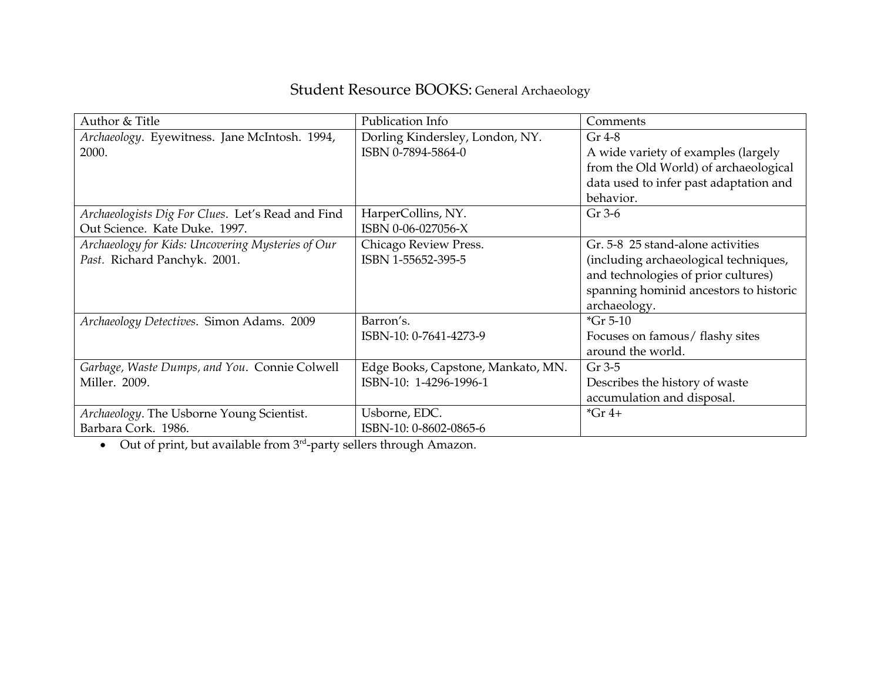# Student Resource BOOKS: General Archaeology

| Author & Title | Publication Info | Comments |
|---|---|---|
| *Archaeology*. Eyewitness. Jane McIntosh. 1994, 2000. | Dorling Kindersley, London, NY. ISBN 0-7894-5864-0 | Gr 4-8 A wide variety of examples (largely from the Old World) of archaeological data used to infer past adaptation and behavior. |
| *Archaeologists Dig For Clues*. Let's Read and Find Out Science. Kate Duke. 1997. | HarperCollins, NY. ISBN 0-06-027056-X | Gr 3-6 |
| *Archaeology for Kids: Uncovering Mysteries of Our Past.* Richard Panchyk. 2001. | Chicago Review Press. ISBN 1-55652-395-5 | Gr. 5-8 25 stand-alone activities (including archaeological techniques, and technologies of prior cultures) spanning hominid ancestors to historic archaeology. |
| *Archaeology Detectives*. Simon Adams. 2009 | Barron's. ISBN-10: 0-7641-4273-9 | *Gr 5-10 Focuses on famous/ flashy sites around the world. |
| *Garbage, Waste Dumps, and You*. Connie Colwell Miller. 2009. | Edge Books, Capstone, Mankato, MN. ISBN-10: 1-4296-1996-1 | Gr 3-5 Describes the history of waste accumulation and disposal. |
| *Archaeology*. The Usborne Young Scientist. Barbara Cork. 1986. | Usborne, EDC. ISBN-10: 0-8602-0865-6 | *Gr 4+ |

- Out of print, but available from 3rd-party sellers through Amazon.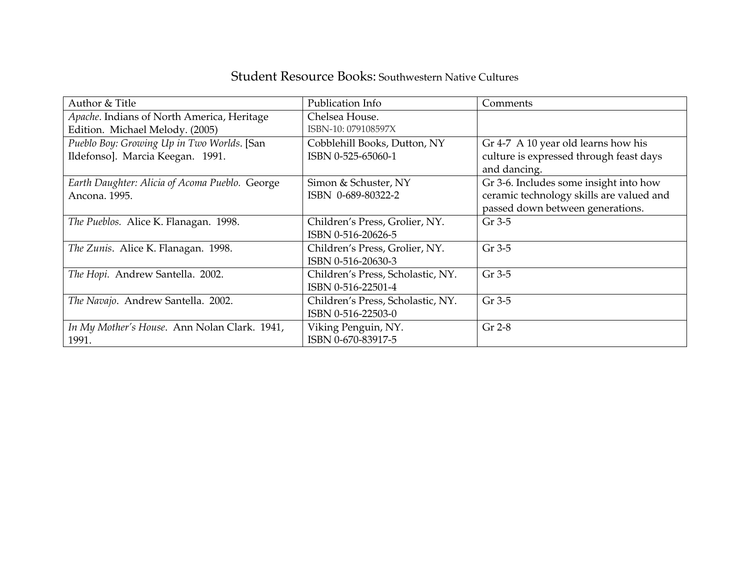# Student Resource Books: Southwestern Native Cultures

| Author & Title | Publication Info | Comments |
| --- | --- | --- |
| *Apache*. Indians of North America, Heritage Edition. Michael Melody. (2005) | Chelsea House. ISBN-10: 079108597X | |
| *Pueblo Boy: Growing Up in Two Worlds*. [San Ildefonso]. Marcia Keegan. 1991. | Cobblehill Books, Dutton, NY ISBN 0-525-65060-1 | Gr 4-7 A 10 year old learns how his culture is expressed through feast days and dancing. |
| *Earth Daughter: Alicia of Acoma Pueblo.* George Ancona. 1995. | Simon & Schuster, NY ISBN 0-689-80322-2 | Gr 3-6. Includes some insight into how ceramic technology skills are valued and passed down between generations. |
| *The Pueblos.* Alice K. Flanagan. 1998. | Children's Press, Grolier, NY. ISBN 0-516-20626-5 | Gr 3-5 |
| *The Zunis*. Alice K. Flanagan. 1998. | Children's Press, Grolier, NY. ISBN 0-516-20630-3 | Gr 3-5 |
| *The Hopi.* Andrew Santella. 2002. | Children's Press, Scholastic, NY. ISBN 0-516-22501-4 | Gr 3-5 |
| *The Navajo*. Andrew Santella. 2002. | Children's Press, Scholastic, NY. ISBN 0-516-22503-0 | Gr 3-5 |
| *In My Mother's House*. Ann Nolan Clark. 1941, 1991. | Viking Penguin, NY. ISBN 0-670-83917-5 | Gr 2-8 |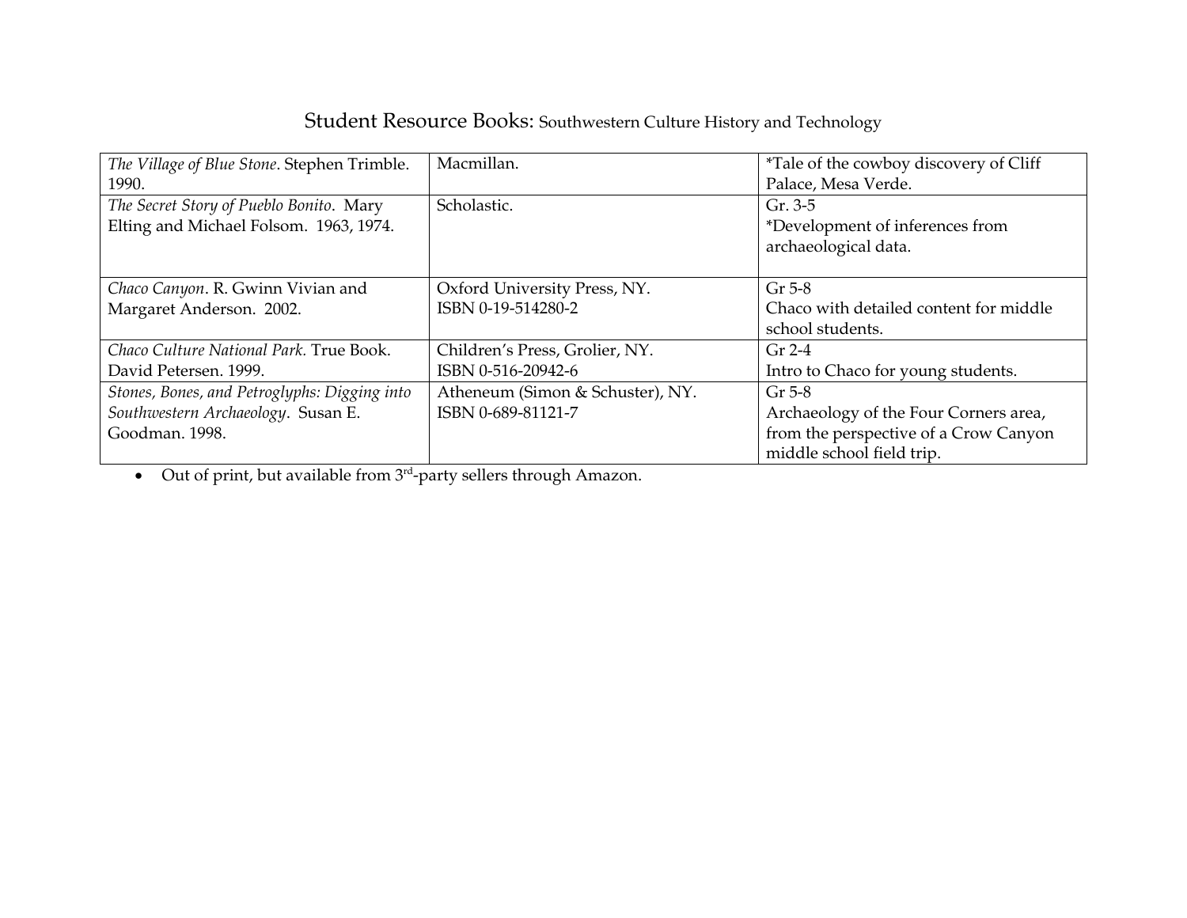# Student Resource Books: Southwestern Culture History and Technology

| | | |
|---|---|---|
| *The Village of Blue Stone*. Stephen Trimble. 1990. | Macmillan. | *Tale of the cowboy discovery of Cliff Palace, Mesa Verde. |
| *The Secret Story of Pueblo Bonito*. Mary Elting and Michael Folsom. 1963, 1974. | Scholastic. | Gr. 3-5<br>*Development of inferences from archaeological data. |
| *Chaco Canyon*. R. Gwinn Vivian and Margaret Anderson. 2002. | Oxford University Press, NY.<br>ISBN 0-19-514280-2 | Gr 5-8<br>Chaco with detailed content for middle school students. |
| *Chaco Culture National Park.* True Book. David Petersen. 1999. | Children's Press, Grolier, NY.<br>ISBN 0-516-20942-6 | Gr 2-4<br>Intro to Chaco for young students. |
| *Stones, Bones, and Petroglyphs: Digging into Southwestern Archaeology*. Susan E. Goodman. 1998. | Atheneum (Simon & Schuster), NY.<br>ISBN 0-689-81121-7 | Gr 5-8<br>Archaeology of the Four Corners area, from the perspective of a Crow Canyon middle school field trip. |

- Out of print, but available from 3rd-party sellers through Amazon.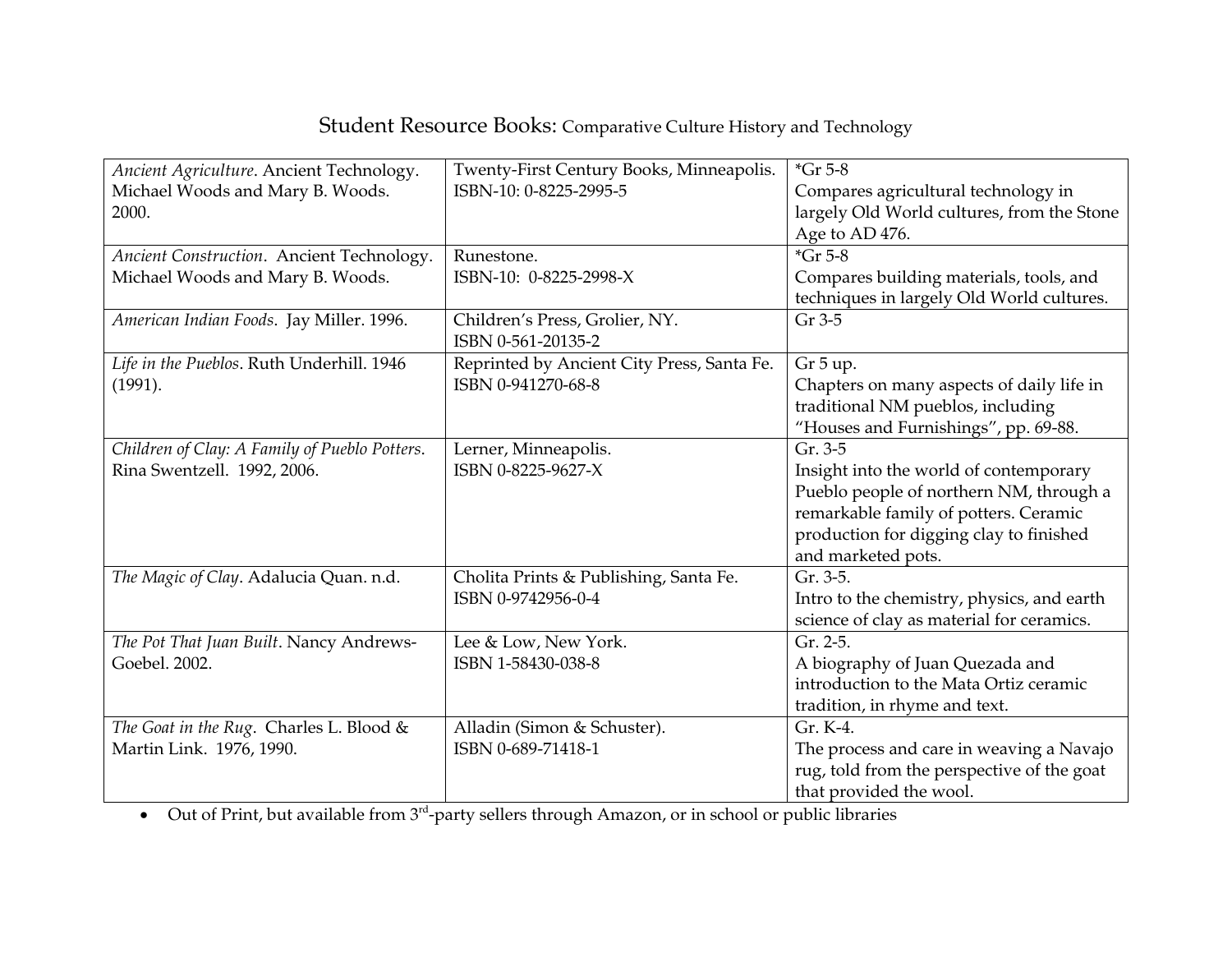# Student Resource Books: Comparative Culture History and Technology

| | | |
|---|---|---|
| *Ancient Agriculture*. Ancient Technology. Michael Woods and Mary B. Woods. 2000. | Twenty-First Century Books, Minneapolis. ISBN-10: 0-8225-2995-5 | *Gr 5-8 Compares agricultural technology in largely Old World cultures, from the Stone Age to AD 476. |
| *Ancient Construction*. Ancient Technology. Michael Woods and Mary B. Woods. | Runestone. ISBN-10: 0-8225-2998-X | *Gr 5-8 Compares building materials, tools, and techniques in largely Old World cultures. |
| *American Indian Foods*. Jay Miller. 1996. | Children's Press, Grolier, NY. ISBN 0-561-20135-2 | Gr 3-5 |
| *Life in the Pueblos*. Ruth Underhill. 1946 (1991). | Reprinted by Ancient City Press, Santa Fe. ISBN 0-941270-68-8 | Gr 5 up. Chapters on many aspects of daily life in traditional NM pueblos, including "Houses and Furnishings", pp. 69-88. |
| *Children of Clay: A Family of Pueblo Potters*. Rina Swentzell. 1992, 2006. | Lerner, Minneapolis. ISBN 0-8225-9627-X | Gr. 3-5 Insight into the world of contemporary Pueblo people of northern NM, through a remarkable family of potters. Ceramic production for digging clay to finished and marketed pots. |
| *The Magic of Clay*. Adalucia Quan. n.d. | Cholita Prints & Publishing, Santa Fe. ISBN 0-9742956-0-4 | Gr. 3-5. Intro to the chemistry, physics, and earth science of clay as material for ceramics. |
| *The Pot That Juan Built*. Nancy Andrews-Goebel. 2002. | Lee & Low, New York. ISBN 1-58430-038-8 | Gr. 2-5. A biography of Juan Quezada and introduction to the Mata Ortiz ceramic tradition, in rhyme and text. |
| *The Goat in the Rug*. Charles L. Blood & Martin Link. 1976, 1990. | Alladin (Simon & Schuster). ISBN 0-689-71418-1 | Gr. K-4. The process and care in weaving a Navajo rug, told from the perspective of the goat that provided the wool. |

- Out of Print, but available from 3rd-party sellers through Amazon, or in school or public libraries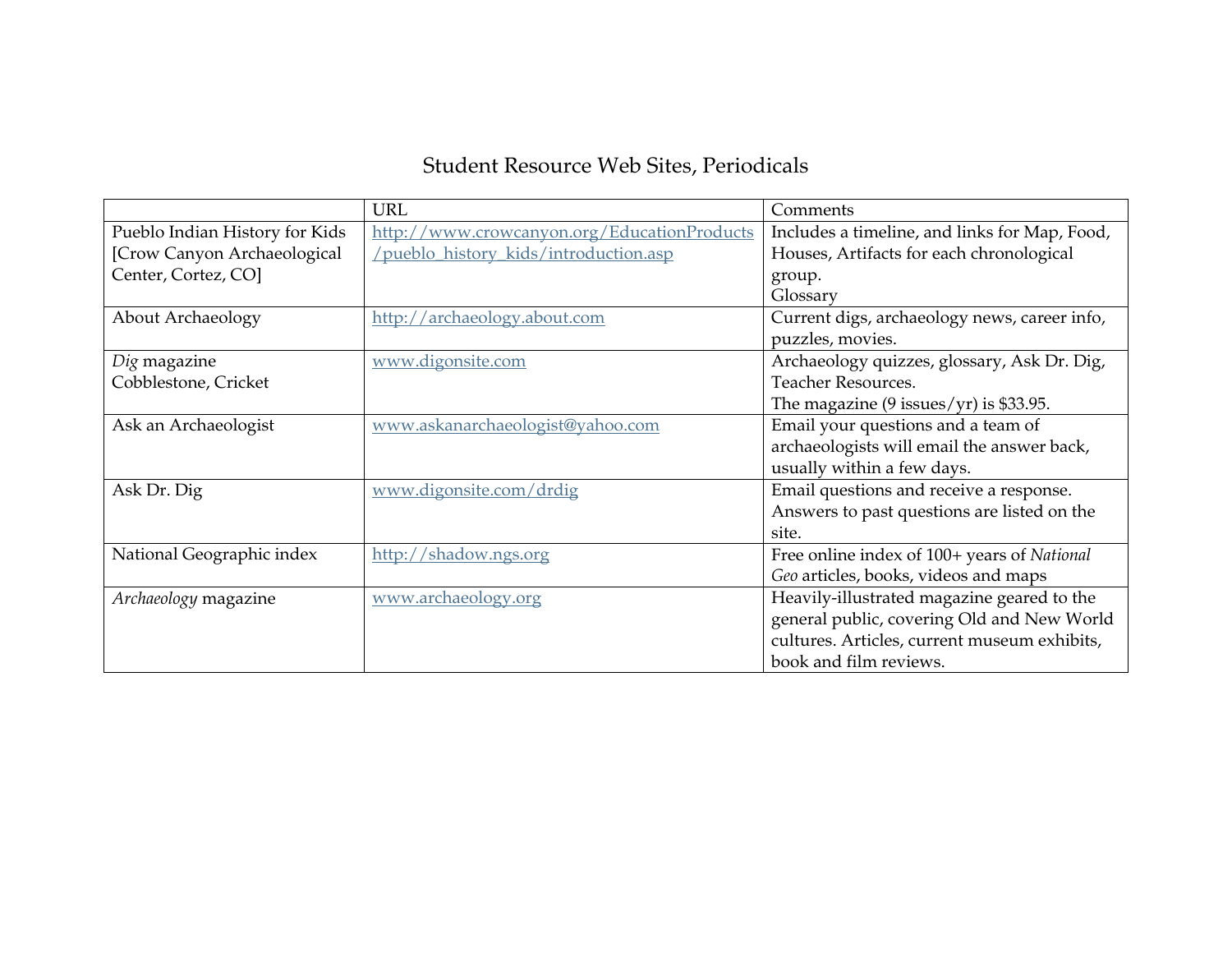# Student Resource Web Sites, Periodicals

| | URL | Comments |
|---|---|---|
| Pueblo Indian History for Kids [Crow Canyon Archaeological Center, Cortez, CO] | http://www.crowcanyon.org/EducationProducts/pueblo_history_kids/introduction.asp | Includes a timeline, and links for Map, Food, Houses, Artifacts for each chronological group.<br>Glossary |
| About Archaeology | http://archaeology.about.com | Current digs, archaeology news, career info, puzzles, movies. |
| *Dig* magazine<br>Cobblestone, Cricket | www.digonsite.com | Archaeology quizzes, glossary, Ask Dr. Dig, Teacher Resources.<br>The magazine (9 issues/yr) is $33.95. |
| Ask an Archaeologist | www.askanarchaeologist@yahoo.com | Email your questions and a team of archaeologists will email the answer back, usually within a few days. |
| Ask Dr. Dig | www.digonsite.com/drdig | Email questions and receive a response. Answers to past questions are listed on the site. |
| National Geographic index | http://shadow.ngs.org | Free online index of 100+ years of *National Geo* articles, books, videos and maps |
| *Archaeology* magazine | www.archaeology.org | Heavily-illustrated magazine geared to the general public, covering Old and New World cultures. Articles, current museum exhibits, book and film reviews. |